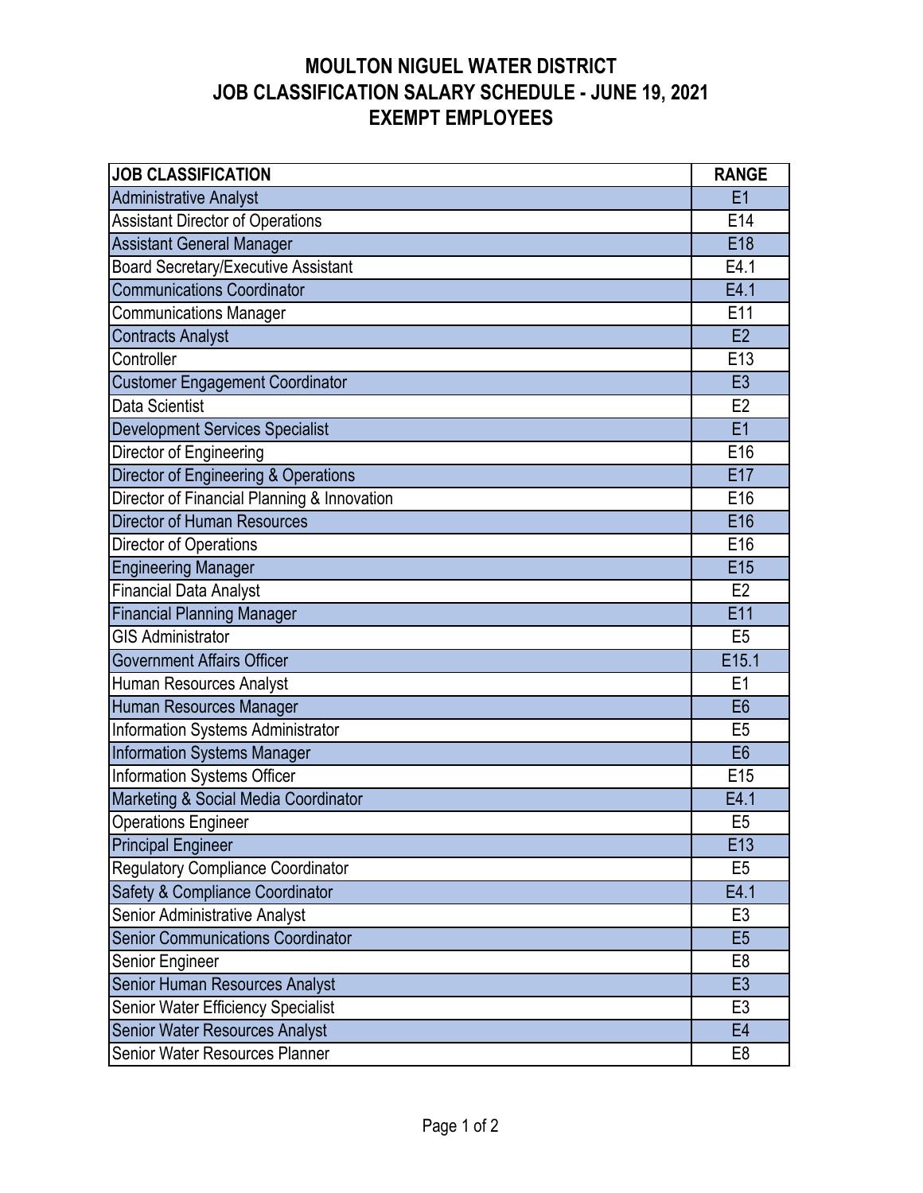# MOULTON NIGUEL WATER DISTRICT
# JOB CLASSIFICATION SALARY SCHEDULE - JUNE 19, 2021
# EXEMPT EMPLOYEES

| JOB CLASSIFICATION | RANGE |
|---|---|
| Administrative Analyst | E1 |
| Assistant Director of Operations | E14 |
| Assistant General Manager | E18 |
| Board Secretary/Executive Assistant | E4.1 |
| Communications Coordinator | E4.1 |
| Communications Manager | E11 |
| Contracts Analyst | E2 |
| Controller | E13 |
| Customer Engagement Coordinator | E3 |
| Data Scientist | E2 |
| Development Services Specialist | E1 |
| Director of Engineering | E16 |
| Director of Engineering & Operations | E17 |
| Director of Financial Planning & Innovation | E16 |
| Director of Human Resources | E16 |
| Director of Operations | E16 |
| Engineering Manager | E15 |
| Financial Data Analyst | E2 |
| Financial Planning Manager | E11 |
| GIS Administrator | E5 |
| Government Affairs Officer | E15.1 |
| Human Resources Analyst | E1 |
| Human Resources Manager | E6 |
| Information Systems Administrator | E5 |
| Information Systems Manager | E6 |
| Information Systems Officer | E15 |
| Marketing & Social Media Coordinator | E4.1 |
| Operations Engineer | E5 |
| Principal Engineer | E13 |
| Regulatory Compliance Coordinator | E5 |
| Safety & Compliance Coordinator | E4.1 |
| Senior Administrative Analyst | E3 |
| Senior Communications Coordinator | E5 |
| Senior Engineer | E8 |
| Senior Human Resources Analyst | E3 |
| Senior Water Efficiency Specialist | E3 |
| Senior Water Resources Analyst | E4 |
| Senior Water Resources Planner | E8 |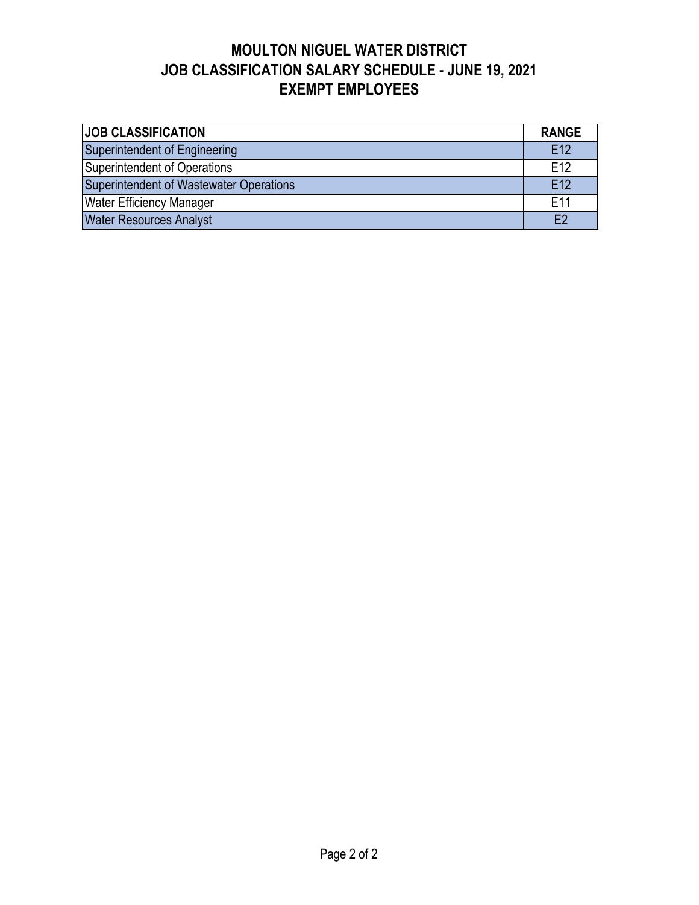# MOULTON NIGUEL WATER DISTRICT
# JOB CLASSIFICATION SALARY SCHEDULE - JUNE 19, 2021
# EXEMPT EMPLOYEES

| JOB CLASSIFICATION | RANGE |
|---|---|
| Superintendent of Engineering | E12 |
| Superintendent of Operations | E12 |
| Superintendent of Wastewater Operations | E12 |
| Water Efficiency Manager | E11 |
| Water Resources Analyst | E2 |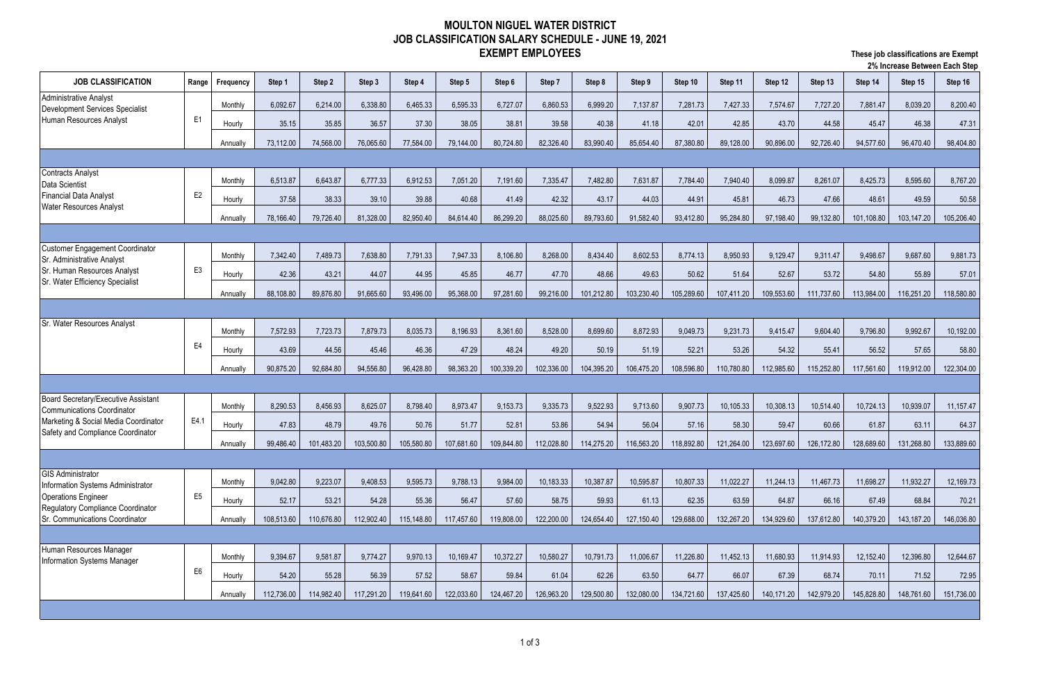# MOULTON NIGUEL WATER DISTRICT
## JOB CLASSIFICATION SALARY SCHEDULE - JUNE 19, 2021
### EXEMPT EMPLOYEES

**These job classifications are Exempt**
**2% Increase Between Each Step**

| JOB CLASSIFICATION | Range | Frequency | Step 1 | Step 2 | Step 3 | Step 4 | Step 5 | Step 6 | Step 7 | Step 8 | Step 9 | Step 10 | Step 11 | Step 12 | Step 13 | Step 14 | Step 15 | Step 16 |
|---|---|---|---|---|---|---|---|---|---|---|---|---|---|---|---|---|---|---|
| Administrative Analyst<br>Development Services Specialist<br>Human Resources Analyst | E1 | Monthly | 6,092.67 | 6,214.00 | 6,338.80 | 6,465.33 | 6,595.33 | 6,727.07 | 6,860.53 | 6,999.20 | 7,137.87 | 7,281.73 | 7,427.33 | 7,574.67 | 7,727.20 | 7,881.47 | 8,039.20 | 8,200.40 |
| | | Hourly | 35.15 | 35.85 | 36.57 | 37.30 | 38.05 | 38.81 | 39.58 | 40.38 | 41.18 | 42.01 | 42.85 | 43.70 | 44.58 | 45.47 | 46.38 | 47.31 |
| | | Annually | 73,112.00 | 74,568.00 | 76,065.60 | 77,584.00 | 79,144.00 | 80,724.80 | 82,326.40 | 83,990.40 | 85,654.40 | 87,380.80 | 89,128.00 | 90,896.00 | 92,726.40 | 94,577.60 | 96,470.40 | 98,404.80 |
| Contracts Analyst<br>Data Scientist<br>Financial Data Analyst<br>Water Resources Analyst | E2 | Monthly | 6,513.87 | 6,643.87 | 6,777.33 | 6,912.53 | 7,051.20 | 7,191.60 | 7,335.47 | 7,482.80 | 7,631.87 | 7,784.40 | 7,940.40 | 8,099.87 | 8,261.07 | 8,425.73 | 8,595.60 | 8,767.20 |
| | | Hourly | 37.58 | 38.33 | 39.10 | 39.88 | 40.68 | 41.49 | 42.32 | 43.17 | 44.03 | 44.91 | 45.81 | 46.73 | 47.66 | 48.61 | 49.59 | 50.58 |
| | | Annually | 78,166.40 | 79,726.40 | 81,328.00 | 82,950.40 | 84,614.40 | 86,299.20 | 88,025.60 | 89,793.60 | 91,582.40 | 93,412.80 | 95,284.80 | 97,198.40 | 99,132.80 | 101,108.80 | 103,147.20 | 105,206.40 |
| Customer Engagement Coordinator<br>Sr. Administrative Analyst<br>Sr. Human Resources Analyst<br>Sr. Water Efficiency Specialist | E3 | Monthly | 7,342.40 | 7,489.73 | 7,638.80 | 7,791.33 | 7,947.33 | 8,106.80 | 8,268.00 | 8,434.40 | 8,602.53 | 8,774.13 | 8,950.93 | 9,129.47 | 9,311.47 | 9,498.67 | 9,687.60 | 9,881.73 |
| | | Hourly | 42.36 | 43.21 | 44.07 | 44.95 | 45.85 | 46.77 | 47.70 | 48.66 | 49.63 | 50.62 | 51.64 | 52.67 | 53.72 | 54.80 | 55.89 | 57.01 |
| | | Annually | 88,108.80 | 89,876.80 | 91,665.60 | 93,496.00 | 95,368.00 | 97,281.60 | 99,216.00 | 101,212.80 | 103,230.40 | 105,289.60 | 107,411.20 | 109,553.60 | 111,737.60 | 113,984.00 | 116,251.20 | 118,580.80 |
| Sr. Water Resources Analyst | E4 | Monthly | 7,572.93 | 7,723.73 | 7,879.73 | 8,035.73 | 8,196.93 | 8,361.60 | 8,528.00 | 8,699.60 | 8,872.93 | 9,049.73 | 9,231.73 | 9,415.47 | 9,604.40 | 9,796.80 | 9,992.67 | 10,192.00 |
| | | Hourly | 43.69 | 44.56 | 45.46 | 46.36 | 47.29 | 48.24 | 49.20 | 50.19 | 51.19 | 52.21 | 53.26 | 54.32 | 55.41 | 56.52 | 57.65 | 58.80 |
| | | Annually | 90,875.20 | 92,684.80 | 94,556.80 | 96,428.80 | 98,363.20 | 100,339.20 | 102,336.00 | 104,395.20 | 106,475.20 | 108,596.80 | 110,780.80 | 112,985.60 | 115,252.80 | 117,561.60 | 119,912.00 | 122,304.00 |
| Board Secretary/Executive Assistant<br>Communications Coordinator<br>Marketing & Social Media Coordinator<br>Safety and Compliance Coordinator | E4.1 | Monthly | 8,290.53 | 8,456.93 | 8,625.07 | 8,798.40 | 8,973.47 | 9,153.73 | 9,335.73 | 9,522.93 | 9,713.60 | 9,907.73 | 10,105.33 | 10,308.13 | 10,514.40 | 10,724.13 | 10,939.07 | 11,157.47 |
| | | Hourly | 47.83 | 48.79 | 49.76 | 50.76 | 51.77 | 52.81 | 53.86 | 54.94 | 56.04 | 57.16 | 58.30 | 59.47 | 60.66 | 61.87 | 63.11 | 64.37 |
| | | Annually | 99,486.40 | 101,483.20 | 103,500.80 | 105,580.80 | 107,681.60 | 109,844.80 | 112,028.80 | 114,275.20 | 116,563.20 | 118,892.80 | 121,264.00 | 123,697.60 | 126,172.80 | 128,689.60 | 131,268.80 | 133,889.60 |
| GIS Administrator<br>Information Systems Administrator<br>Operations Engineer<br>Regulatory Compliance Coordinator<br>Sr. Communications Coordinator | E5 | Monthly | 9,042.80 | 9,223.07 | 9,408.53 | 9,595.73 | 9,788.13 | 9,984.00 | 10,183.33 | 10,387.87 | 10,595.87 | 10,807.33 | 11,022.27 | 11,244.13 | 11,467.73 | 11,698.27 | 11,932.27 | 12,169.73 |
| | | Hourly | 52.17 | 53.21 | 54.28 | 55.36 | 56.47 | 57.60 | 58.75 | 59.93 | 61.13 | 62.35 | 63.59 | 64.87 | 66.16 | 67.49 | 68.84 | 70.21 |
| | | Annually | 108,513.60 | 110,676.80 | 112,902.40 | 115,148.80 | 117,457.60 | 119,808.00 | 122,200.00 | 124,654.40 | 127,150.40 | 129,688.00 | 132,267.20 | 134,929.60 | 137,612.80 | 140,379.20 | 143,187.20 | 146,036.80 |
| Human Resources Manager<br>Information Systems Manager | E6 | Monthly | 9,394.67 | 9,581.87 | 9,774.27 | 9,970.13 | 10,169.47 | 10,372.27 | 10,580.27 | 10,791.73 | 11,006.67 | 11,226.80 | 11,452.13 | 11,680.93 | 11,914.93 | 12,152.40 | 12,396.80 | 12,644.67 |
| | | Hourly | 54.20 | 55.28 | 56.39 | 57.52 | 58.67 | 59.84 | 61.04 | 62.26 | 63.50 | 64.77 | 66.07 | 67.39 | 68.74 | 70.11 | 71.52 | 72.95 |
| | | Annually | 112,736.00 | 114,982.40 | 117,291.20 | 119,641.60 | 122,033.60 | 124,467.20 | 126,963.20 | 129,500.80 | 132,080.00 | 134,721.60 | 137,425.60 | 140,171.20 | 142,979.20 | 145,828.80 | 148,761.60 | 151,736.00 |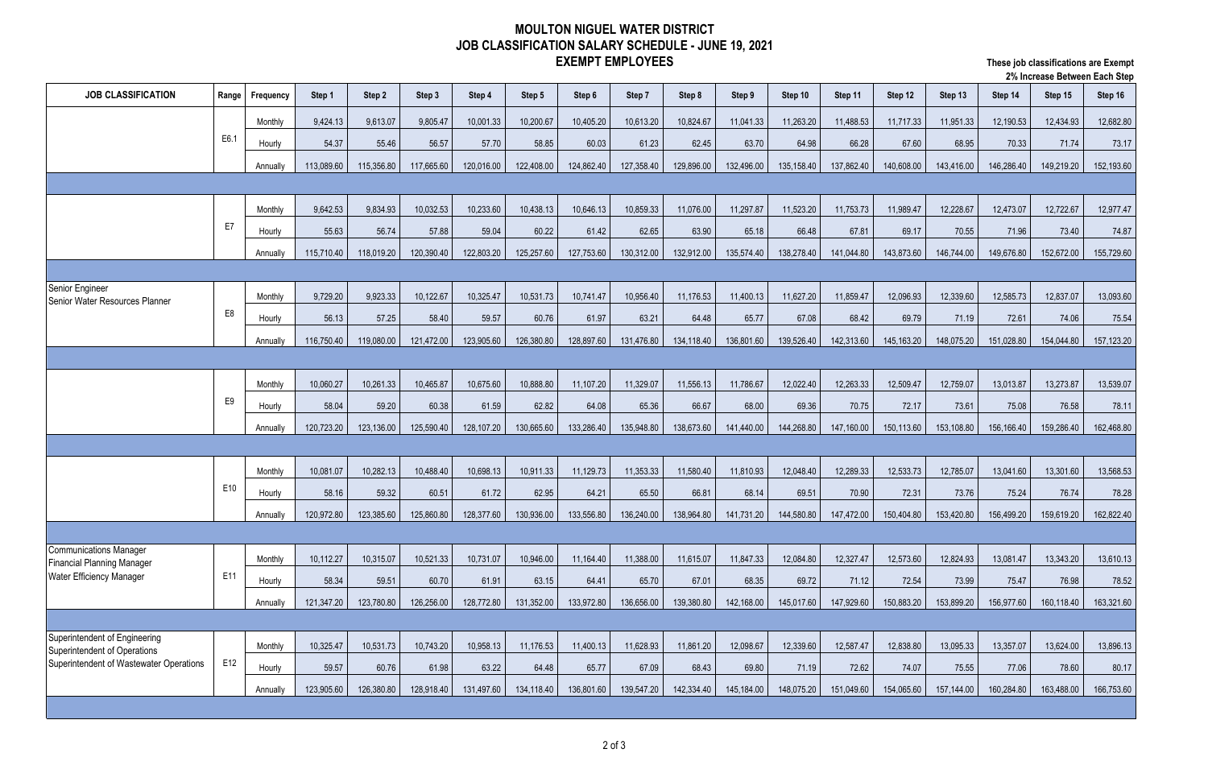# MOULTON NIGUEL WATER DISTRICT
## JOB CLASSIFICATION SALARY SCHEDULE - JUNE 19, 2021
### EXEMPT EMPLOYEES

**These job classifications are Exempt**
**2% Increase Between Each Step**

| JOB CLASSIFICATION | Range | Frequency | Step 1 | Step 2 | Step 3 | Step 4 | Step 5 | Step 6 | Step 7 | Step 8 | Step 9 | Step 10 | Step 11 | Step 12 | Step 13 | Step 14 | Step 15 | Step 16 |
|---|---|---|---|---|---|---|---|---|---|---|---|---|---|---|---|---|---|---|
| | E6.1 | Monthly | 9,424.13 | 9,613.07 | 9,805.47 | 10,001.33 | 10,200.67 | 10,405.20 | 10,613.20 | 10,824.67 | 11,041.33 | 11,263.20 | 11,488.53 | 11,717.33 | 11,951.33 | 12,190.53 | 12,434.93 | 12,682.80 |
| | | Hourly | 54.37 | 55.46 | 56.57 | 57.70 | 58.85 | 60.03 | 61.23 | 62.45 | 63.70 | 64.98 | 66.28 | 67.60 | 68.95 | 70.33 | 71.74 | 73.17 |
| | | Annually | 113,089.60 | 115,356.80 | 117,665.60 | 120,016.00 | 122,408.00 | 124,862.40 | 127,358.40 | 129,896.00 | 132,496.00 | 135,158.40 | 137,862.40 | 140,608.00 | 143,416.00 | 146,286.40 | 149,219.20 | 152,193.60 |
| | E7 | Monthly | 9,642.53 | 9,834.93 | 10,032.53 | 10,233.60 | 10,438.13 | 10,646.13 | 10,859.33 | 11,076.00 | 11,297.87 | 11,523.20 | 11,753.73 | 11,989.47 | 12,228.67 | 12,473.07 | 12,722.67 | 12,977.47 |
| | | Hourly | 55.63 | 56.74 | 57.88 | 59.04 | 60.22 | 61.42 | 62.65 | 63.90 | 65.18 | 66.48 | 67.81 | 69.17 | 70.55 | 71.96 | 73.40 | 74.87 |
| | | Annually | 115,710.40 | 118,019.20 | 120,390.40 | 122,803.20 | 125,257.60 | 127,753.60 | 130,312.00 | 132,912.00 | 135,574.40 | 138,278.40 | 141,044.80 | 143,873.60 | 146,744.00 | 149,676.80 | 152,672.00 | 155,729.60 |
| Senior Engineer<br>Senior Water Resources Planner | E8 | Monthly | 9,729.20 | 9,923.33 | 10,122.67 | 10,325.47 | 10,531.73 | 10,741.47 | 10,956.40 | 11,176.53 | 11,400.13 | 11,627.20 | 11,859.47 | 12,096.93 | 12,339.60 | 12,585.73 | 12,837.07 | 13,093.60 |
| | | Hourly | 56.13 | 57.25 | 58.40 | 59.57 | 60.76 | 61.97 | 63.21 | 64.48 | 65.77 | 67.08 | 68.42 | 69.79 | 71.19 | 72.61 | 74.06 | 75.54 |
| | | Annually | 116,750.40 | 119,080.00 | 121,472.00 | 123,905.60 | 126,380.80 | 128,897.60 | 131,476.80 | 134,118.40 | 136,801.60 | 139,526.40 | 142,313.60 | 145,163.20 | 148,075.20 | 151,028.80 | 154,044.80 | 157,123.20 |
| | E9 | Monthly | 10,060.27 | 10,261.33 | 10,465.87 | 10,675.60 | 10,888.80 | 11,107.20 | 11,329.07 | 11,556.13 | 11,786.67 | 12,022.40 | 12,263.33 | 12,509.47 | 12,759.07 | 13,013.87 | 13,273.87 | 13,539.07 |
| | | Hourly | 58.04 | 59.20 | 60.38 | 61.59 | 62.82 | 64.08 | 65.36 | 66.67 | 68.00 | 69.36 | 70.75 | 72.17 | 73.61 | 75.08 | 76.58 | 78.11 |
| | | Annually | 120,723.20 | 123,136.00 | 125,590.40 | 128,107.20 | 130,665.60 | 133,286.40 | 135,948.80 | 138,673.60 | 141,440.00 | 144,268.80 | 147,160.00 | 150,113.60 | 153,108.80 | 156,166.40 | 159,286.40 | 162,468.80 |
| | E10 | Monthly | 10,081.07 | 10,282.13 | 10,488.40 | 10,698.13 | 10,911.33 | 11,129.73 | 11,353.33 | 11,580.40 | 11,810.93 | 12,048.40 | 12,289.33 | 12,533.73 | 12,785.07 | 13,041.60 | 13,301.60 | 13,568.53 |
| | | Hourly | 58.16 | 59.32 | 60.51 | 61.72 | 62.95 | 64.21 | 65.50 | 66.81 | 68.14 | 69.51 | 70.90 | 72.31 | 73.76 | 75.24 | 76.74 | 78.28 |
| | | Annually | 120,972.80 | 123,385.60 | 125,860.80 | 128,377.60 | 130,936.00 | 133,556.80 | 136,240.00 | 138,964.80 | 141,731.20 | 144,580.80 | 147,472.00 | 150,404.80 | 153,420.80 | 156,499.20 | 159,619.20 | 162,822.40 |
| Communications Manager<br>Financial Planning Manager<br>Water Efficiency Manager | E11 | Monthly | 10,112.27 | 10,315.07 | 10,521.33 | 10,731.07 | 10,946.00 | 11,164.40 | 11,388.00 | 11,615.07 | 11,847.33 | 12,084.80 | 12,327.47 | 12,573.60 | 12,824.93 | 13,081.47 | 13,343.20 | 13,610.13 |
| | | Hourly | 58.34 | 59.51 | 60.70 | 61.91 | 63.15 | 64.41 | 65.70 | 67.01 | 68.35 | 69.72 | 71.12 | 72.54 | 73.99 | 75.47 | 76.98 | 78.52 |
| | | Annually | 121,347.20 | 123,780.80 | 126,256.00 | 128,772.80 | 131,352.00 | 133,972.80 | 136,656.00 | 139,380.80 | 142,168.00 | 145,017.60 | 147,929.60 | 150,883.20 | 153,899.20 | 156,977.60 | 160,118.40 | 163,321.60 |
| Superintendent of Engineering<br>Superintendent of Operations<br>Superintendent of Wastewater Operations | E12 | Monthly | 10,325.47 | 10,531.73 | 10,743.20 | 10,958.13 | 11,176.53 | 11,400.13 | 11,628.93 | 11,861.20 | 12,098.67 | 12,339.60 | 12,587.47 | 12,838.80 | 13,095.33 | 13,357.07 | 13,624.00 | 13,896.13 |
| | | Hourly | 59.57 | 60.76 | 61.98 | 63.22 | 64.48 | 65.77 | 67.09 | 68.43 | 69.80 | 71.19 | 72.62 | 74.07 | 75.55 | 77.06 | 78.60 | 80.17 |
| | | Annually | 123,905.60 | 126,380.80 | 128,918.40 | 131,497.60 | 134,118.40 | 136,801.60 | 139,547.20 | 142,334.40 | 145,184.00 | 148,075.20 | 151,049.60 | 154,065.60 | 157,144.00 | 160,284.80 | 163,488.00 | 166,753.60 |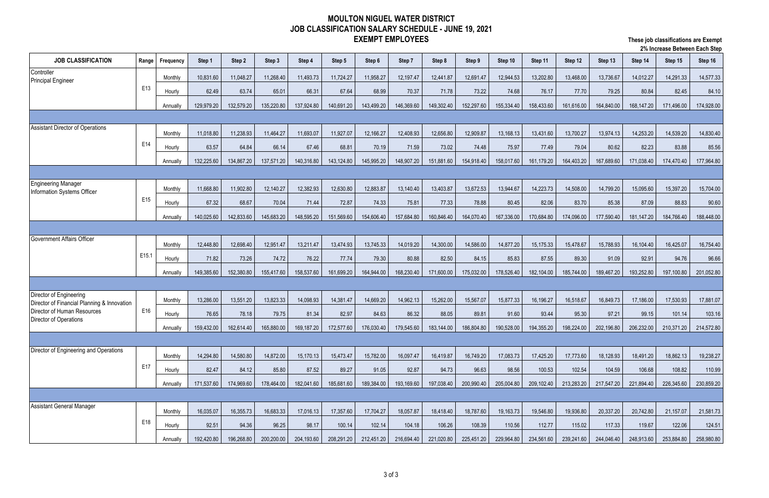# MOULTON NIGUEL WATER DISTRICT
# JOB CLASSIFICATION SALARY SCHEDULE - JUNE 19, 2021
# EXEMPT EMPLOYEES

**These job classifications are Exempt**
**2% Increase Between Each Step**

| JOB CLASSIFICATION | Range | Frequency | Step 1 | Step 2 | Step 3 | Step 4 | Step 5 | Step 6 | Step 7 | Step 8 | Step 9 | Step 10 | Step 11 | Step 12 | Step 13 | Step 14 | Step 15 | Step 16 |
|---|---|---|---|---|---|---|---|---|---|---|---|---|---|---|---|---|---|---|
| Controller<br>Principal Engineer | E13 | Monthly | 10,831.60 | 11,048.27 | 11,268.40 | 11,493.73 | 11,724.27 | 11,958.27 | 12,197.47 | 12,441.87 | 12,691.47 | 12,944.53 | 13,202.80 | 13,468.00 | 13,736.67 | 14,012.27 | 14,291.33 | 14,577.33 |
| | | Hourly | 62.49 | 63.74 | 65.01 | 66.31 | 67.64 | 68.99 | 70.37 | 71.78 | 73.22 | 74.68 | 76.17 | 77.70 | 79.25 | 80.84 | 82.45 | 84.10 |
| | | Annually | 129,979.20 | 132,579.20 | 135,220.80 | 137,924.80 | 140,691.20 | 143,499.20 | 146,369.60 | 149,302.40 | 152,297.60 | 155,334.40 | 158,433.60 | 161,616.00 | 164,840.00 | 168,147.20 | 171,496.00 | 174,928.00 |
| Assistant Director of Operations | E14 | Monthly | 11,018.80 | 11,238.93 | 11,464.27 | 11,693.07 | 11,927.07 | 12,166.27 | 12,408.93 | 12,656.80 | 12,909.87 | 13,168.13 | 13,431.60 | 13,700.27 | 13,974.13 | 14,253.20 | 14,539.20 | 14,830.40 |
| | | Hourly | 63.57 | 64.84 | 66.14 | 67.46 | 68.81 | 70.19 | 71.59 | 73.02 | 74.48 | 75.97 | 77.49 | 79.04 | 80.62 | 82.23 | 83.88 | 85.56 |
| | | Annually | 132,225.60 | 134,867.20 | 137,571.20 | 140,316.80 | 143,124.80 | 145,995.20 | 148,907.20 | 151,881.60 | 154,918.40 | 158,017.60 | 161,179.20 | 164,403.20 | 167,689.60 | 171,038.40 | 174,470.40 | 177,964.80 |
| Engineering Manager<br>Information Systems Officer | E15 | Monthly | 11,668.80 | 11,902.80 | 12,140.27 | 12,382.93 | 12,630.80 | 12,883.87 | 13,140.40 | 13,403.87 | 13,672.53 | 13,944.67 | 14,223.73 | 14,508.00 | 14,799.20 | 15,095.60 | 15,397.20 | 15,704.00 |
| | | Hourly | 67.32 | 68.67 | 70.04 | 71.44 | 72.87 | 74.33 | 75.81 | 77.33 | 78.88 | 80.45 | 82.06 | 83.70 | 85.38 | 87.09 | 88.83 | 90.60 |
| | | Annually | 140,025.60 | 142,833.60 | 145,683.20 | 148,595.20 | 151,569.60 | 154,606.40 | 157,684.80 | 160,846.40 | 164,070.40 | 167,336.00 | 170,684.80 | 174,096.00 | 177,590.40 | 181,147.20 | 184,766.40 | 188,448.00 |
| Government Affairs Officer | E15.1 | Monthly | 12,448.80 | 12,698.40 | 12,951.47 | 13,211.47 | 13,474.93 | 13,745.33 | 14,019.20 | 14,300.00 | 14,586.00 | 14,877.20 | 15,175.33 | 15,478.67 | 15,788.93 | 16,104.40 | 16,425.07 | 16,754.40 |
| | | Hourly | 71.82 | 73.26 | 74.72 | 76.22 | 77.74 | 79.30 | 80.88 | 82.50 | 84.15 | 85.83 | 87.55 | 89.30 | 91.09 | 92.91 | 94.76 | 96.66 |
| | | Annually | 149,385.60 | 152,380.80 | 155,417.60 | 158,537.60 | 161,699.20 | 164,944.00 | 168,230.40 | 171,600.00 | 175,032.00 | 178,526.40 | 182,104.00 | 185,744.00 | 189,467.20 | 193,252.80 | 197,100.80 | 201,052.80 |
| Director of Engineering<br>Director of Financial Planning & Innovation<br>Director of Human Resources<br>Director of Operations | E16 | Monthly | 13,286.00 | 13,551.20 | 13,823.33 | 14,098.93 | 14,381.47 | 14,669.20 | 14,962.13 | 15,262.00 | 15,567.07 | 15,877.33 | 16,196.27 | 16,518.67 | 16,849.73 | 17,186.00 | 17,530.93 | 17,881.07 |
| | | Hourly | 76.65 | 78.18 | 79.75 | 81.34 | 82.97 | 84.63 | 86.32 | 88.05 | 89.81 | 91.60 | 93.44 | 95.30 | 97.21 | 99.15 | 101.14 | 103.16 |
| | | Annually | 159,432.00 | 162,614.40 | 165,880.00 | 169,187.20 | 172,577.60 | 176,030.40 | 179,545.60 | 183,144.00 | 186,804.80 | 190,528.00 | 194,355.20 | 198,224.00 | 202,196.80 | 206,232.00 | 210,371.20 | 214,572.80 |
| Director of Engineering and Operations | E17 | Monthly | 14,294.80 | 14,580.80 | 14,872.00 | 15,170.13 | 15,473.47 | 15,782.00 | 16,097.47 | 16,419.87 | 16,749.20 | 17,083.73 | 17,425.20 | 17,773.60 | 18,128.93 | 18,491.20 | 18,862.13 | 19,238.27 |
| | | Hourly | 82.47 | 84.12 | 85.80 | 87.52 | 89.27 | 91.05 | 92.87 | 94.73 | 96.63 | 98.56 | 100.53 | 102.54 | 104.59 | 106.68 | 108.82 | 110.99 |
| | | Annually | 171,537.60 | 174,969.60 | 178,464.00 | 182,041.60 | 185,681.60 | 189,384.00 | 193,169.60 | 197,038.40 | 200,990.40 | 205,004.80 | 209,102.40 | 213,283.20 | 217,547.20 | 221,894.40 | 226,345.60 | 230,859.20 |
| Assistant General Manager | E18 | Monthly | 16,035.07 | 16,355.73 | 16,683.33 | 17,016.13 | 17,357.60 | 17,704.27 | 18,057.87 | 18,418.40 | 18,787.60 | 19,163.73 | 19,546.80 | 19,936.80 | 20,337.20 | 20,742.80 | 21,157.07 | 21,581.73 |
| | | Hourly | 92.51 | 94.36 | 96.25 | 98.17 | 100.14 | 102.14 | 104.18 | 106.26 | 108.39 | 110.56 | 112.77 | 115.02 | 117.33 | 119.67 | 122.06 | 124.51 |
| | | Annually | 192,420.80 | 196,268.80 | 200,200.00 | 204,193.60 | 208,291.20 | 212,451.20 | 216,694.40 | 221,020.80 | 225,451.20 | 229,964.80 | 234,561.60 | 239,241.60 | 244,046.40 | 248,913.60 | 253,884.80 | 258,980.80 |